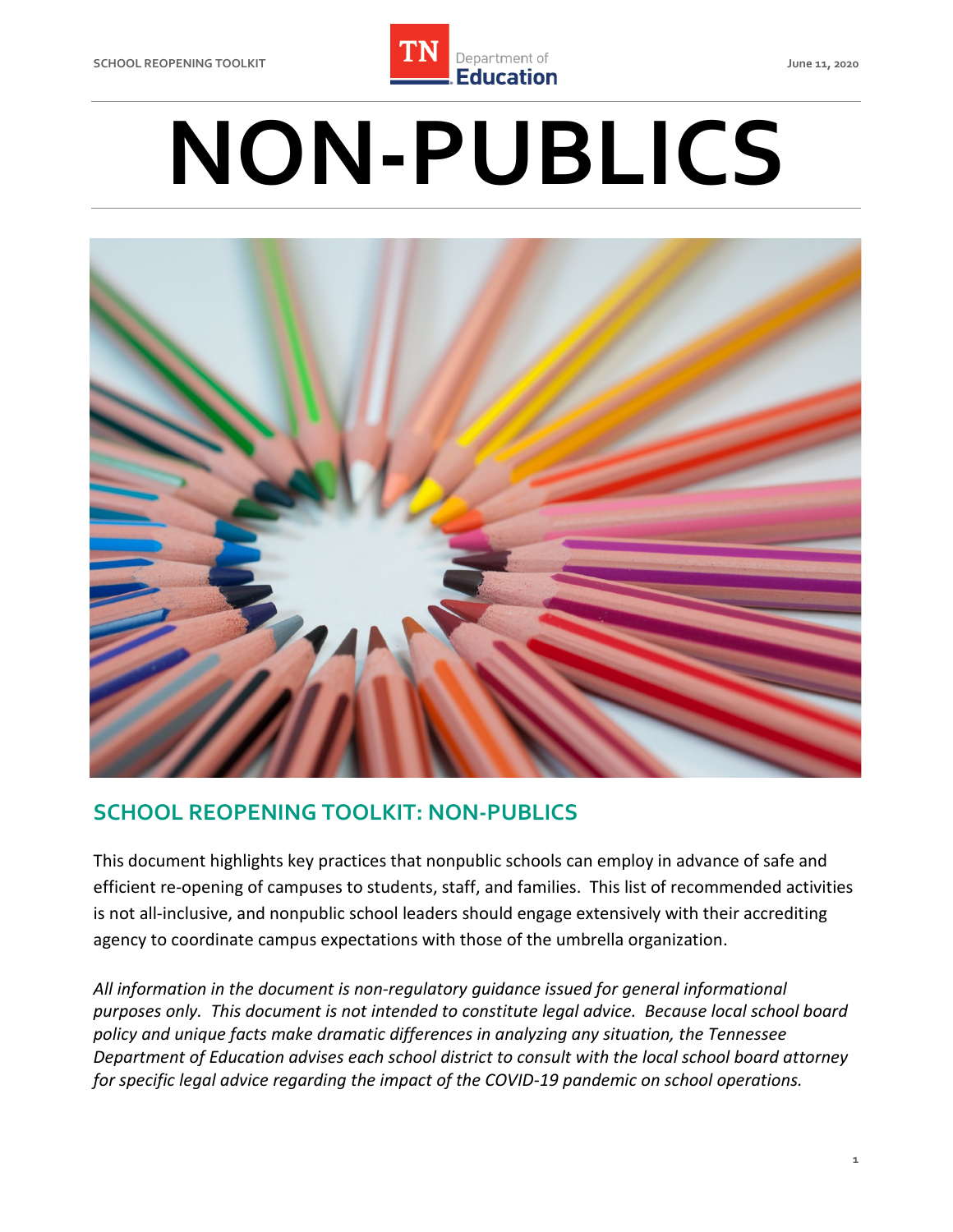# NON-PUBLICS

## SCHOOL REOPENING TOOLKIT: NON-PUBLICS

This document highlights key practices that nonpublic schools can employ in advance of safe and efficient re-opening of campuses to students, staff, and families. This list of recommended activities is not all-inclusive, and nonpublic school leaders should engage extensively with their accrediting agency to coordinate campus expectations with those of the umbrella organization.

*All information in the document is non-regulatory guidance issued for general informational purposes only. This document is not intended to constitute legal advice. Because local school board policy and unique facts make dramatic differences in analyzing any situation, the Tennessee Department of Education advises each school district to consult with the local school board attorney for specific legal advice regarding the impact of the COVID-19 pandemic on school operations.*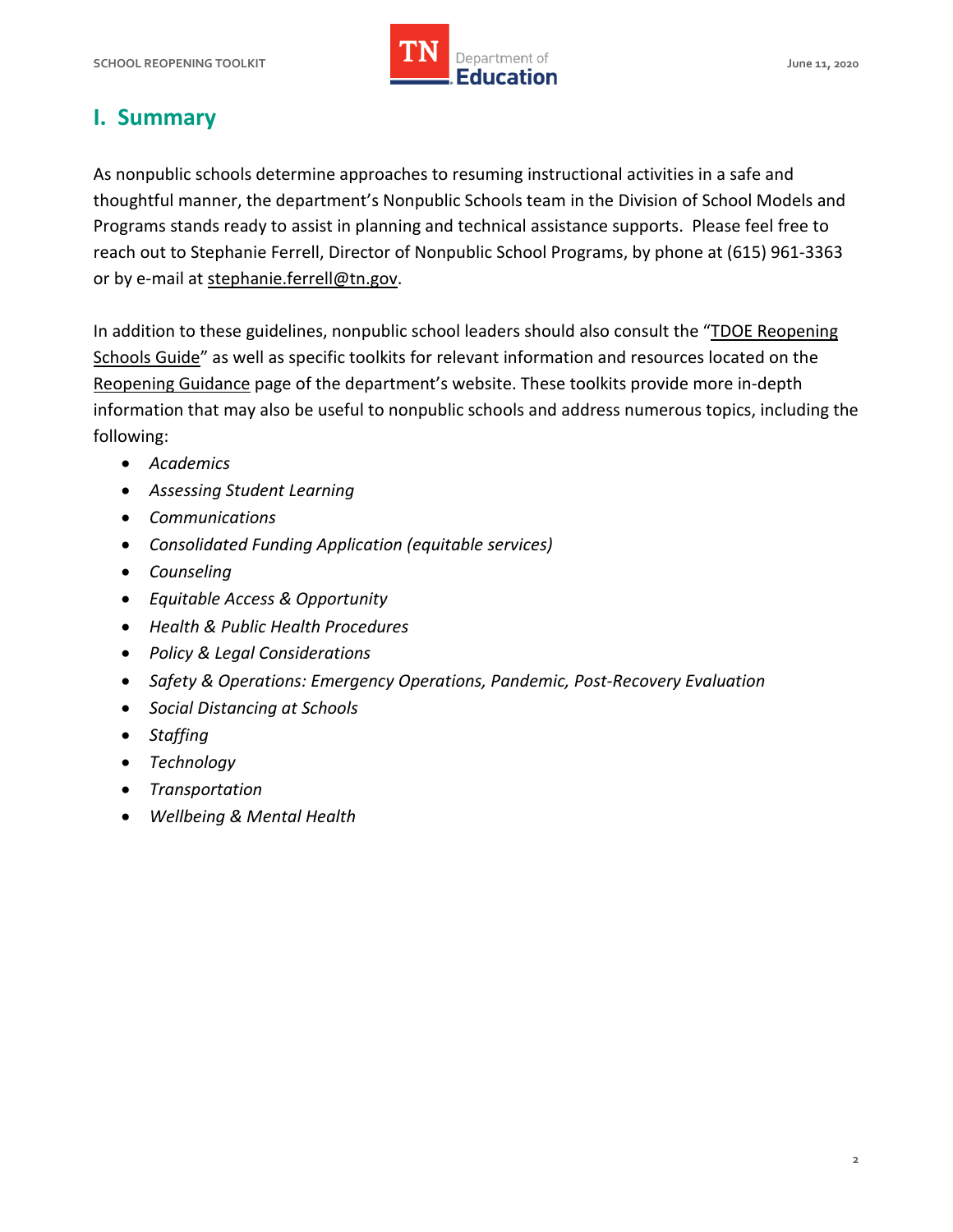## I. Summary

As nonpublic schools determine approaches to resuming instructional activities in a safe and thoughtful manner, the department's Nonpublic Schools team in the Division of School Models and Programs stands ready to assist in planning and technical assistance supports. Please feel free to reach out to Stephanie Ferrell, Director of Nonpublic School Programs, by phone at (615) 961-3363 or by e-mail at stephanie.ferrell@tn.gov.

In addition to these guidelines, nonpublic school leaders should also consult the "TDOE Reopening Schools Guide" as well as specific toolkits for relevant information and resources located on the Reopening Guidance page of the department's website. These toolkits provide more in-depth information that may also be useful to nonpublic schools and address numerous topics, including the following:

- *Academics*
- *Assessing Student Learning*
- *Communications*
- *Consolidated Funding Application (equitable services)*
- *Counseling*
- *Equitable Access & Opportunity*
- *Health & Public Health Procedures*
- *Policy & Legal Considerations*
- *Safety & Operations: Emergency Operations, Pandemic, Post-Recovery Evaluation*
- *Social Distancing at Schools*
- *Staffing*
- *Technology*
- *Transportation*
- *Wellbeing & Mental Health*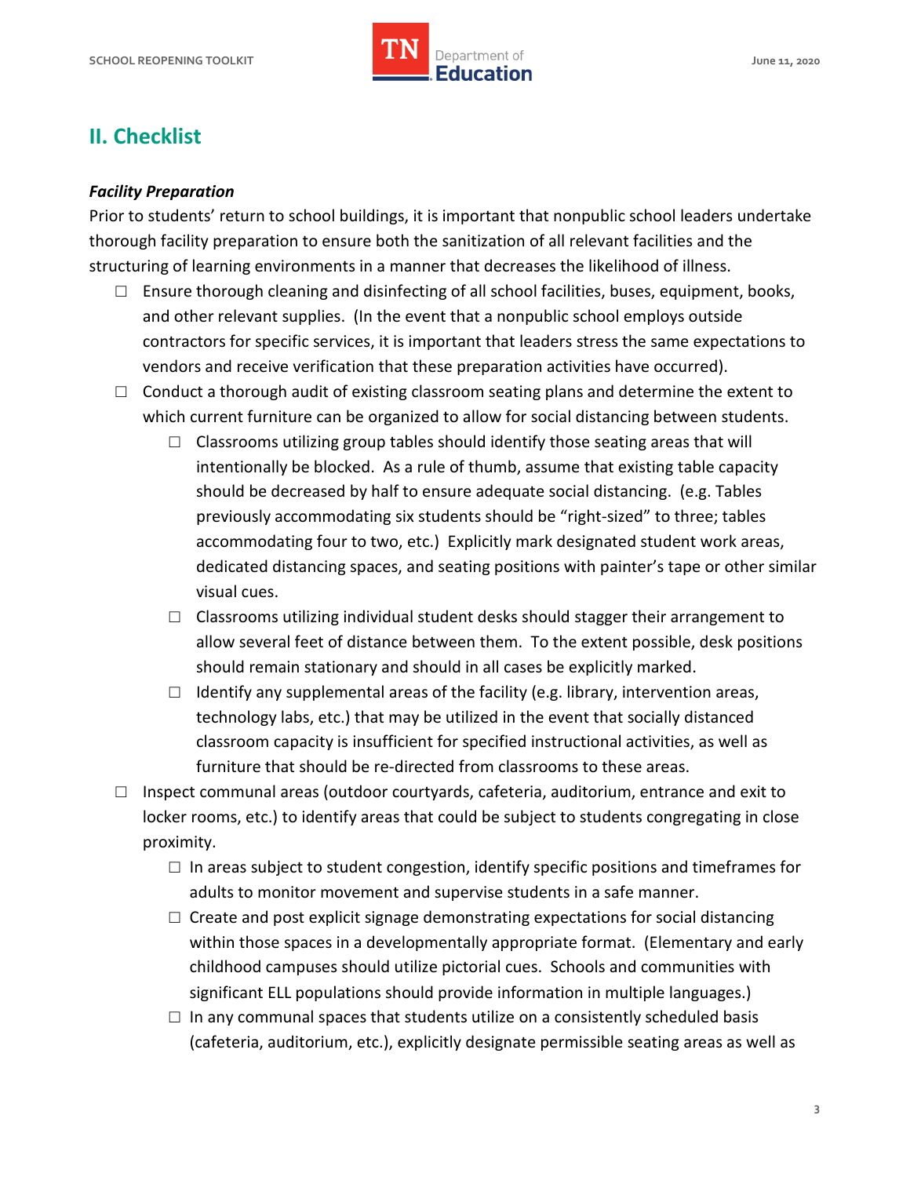## II. Checklist

***Facility Preparation***

Prior to students' return to school buildings, it is important that nonpublic school leaders undertake thorough facility preparation to ensure both the sanitization of all relevant facilities and the structuring of learning environments in a manner that decreases the likelihood of illness.

- ☐ Ensure thorough cleaning and disinfecting of all school facilities, buses, equipment, books, and other relevant supplies. (In the event that a nonpublic school employs outside contractors for specific services, it is important that leaders stress the same expectations to vendors and receive verification that these preparation activities have occurred).
- ☐ Conduct a thorough audit of existing classroom seating plans and determine the extent to which current furniture can be organized to allow for social distancing between students.
    - ☐ Classrooms utilizing group tables should identify those seating areas that will intentionally be blocked. As a rule of thumb, assume that existing table capacity should be decreased by half to ensure adequate social distancing. (e.g. Tables previously accommodating six students should be "right-sized" to three; tables accommodating four to two, etc.) Explicitly mark designated student work areas, dedicated distancing spaces, and seating positions with painter's tape or other similar visual cues.
    - ☐ Classrooms utilizing individual student desks should stagger their arrangement to allow several feet of distance between them. To the extent possible, desk positions should remain stationary and should in all cases be explicitly marked.
    - ☐ Identify any supplemental areas of the facility (e.g. library, intervention areas, technology labs, etc.) that may be utilized in the event that socially distanced classroom capacity is insufficient for specified instructional activities, as well as furniture that should be re-directed from classrooms to these areas.
- ☐ Inspect communal areas (outdoor courtyards, cafeteria, auditorium, entrance and exit to locker rooms, etc.) to identify areas that could be subject to students congregating in close proximity.
    - ☐ In areas subject to student congestion, identify specific positions and timeframes for adults to monitor movement and supervise students in a safe manner.
    - ☐ Create and post explicit signage demonstrating expectations for social distancing within those spaces in a developmentally appropriate format. (Elementary and early childhood campuses should utilize pictorial cues. Schools and communities with significant ELL populations should provide information in multiple languages.)
    - ☐ In any communal spaces that students utilize on a consistently scheduled basis (cafeteria, auditorium, etc.), explicitly designate permissible seating areas as well as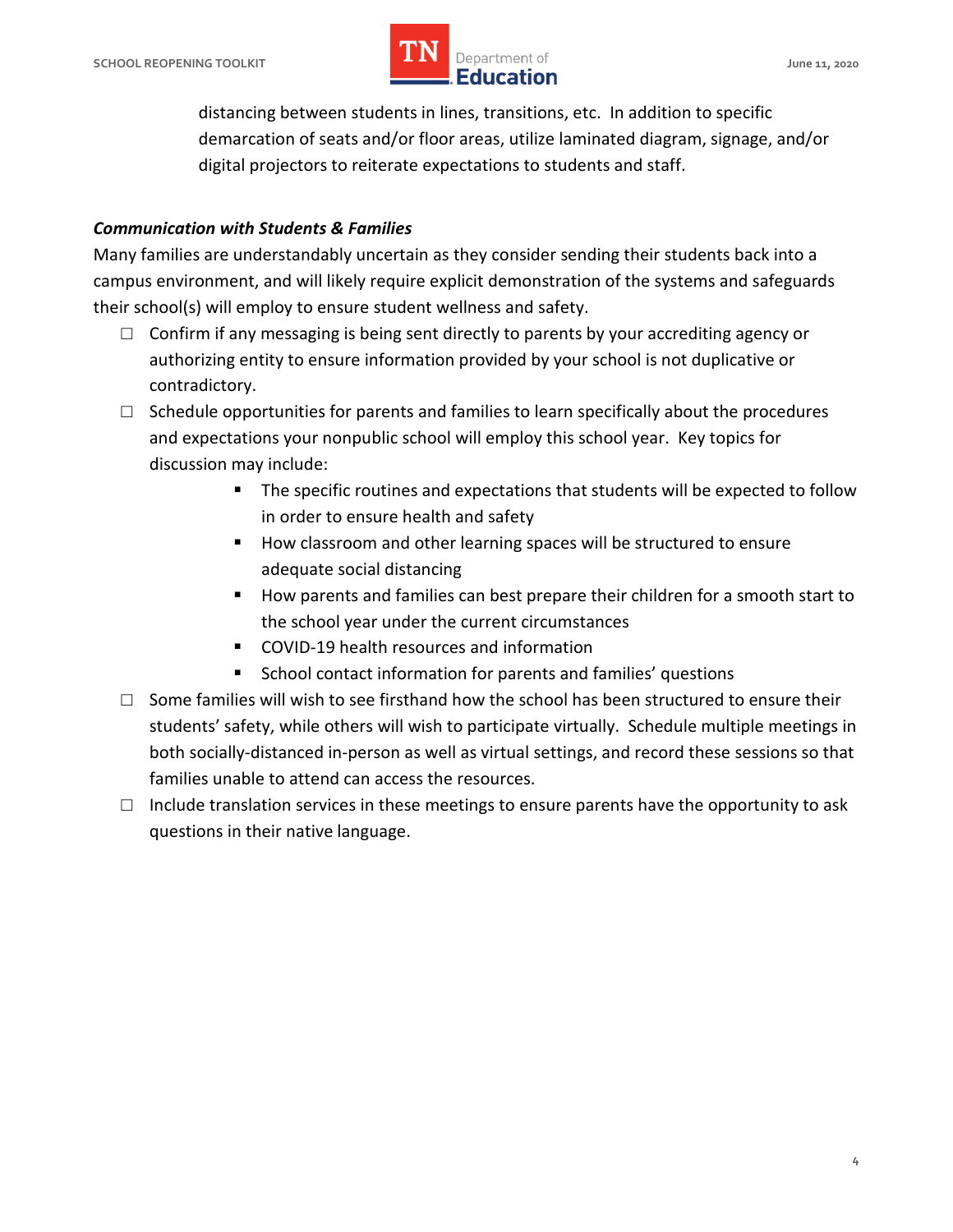distancing between students in lines, transitions, etc. In addition to specific demarcation of seats and/or floor areas, utilize laminated diagram, signage, and/or digital projectors to reiterate expectations to students and staff.

***Communication with Students & Families***

Many families are understandably uncertain as they consider sending their students back into a campus environment, and will likely require explicit demonstration of the systems and safeguards their school(s) will employ to ensure student wellness and safety.

- ☐ Confirm if any messaging is being sent directly to parents by your accrediting agency or authorizing entity to ensure information provided by your school is not duplicative or contradictory.
- ☐ Schedule opportunities for parents and families to learn specifically about the procedures and expectations your nonpublic school will employ this school year. Key topics for discussion may include:
    - The specific routines and expectations that students will be expected to follow in order to ensure health and safety
    - How classroom and other learning spaces will be structured to ensure adequate social distancing
    - How parents and families can best prepare their children for a smooth start to the school year under the current circumstances
    - COVID-19 health resources and information
    - School contact information for parents and families' questions
- ☐ Some families will wish to see firsthand how the school has been structured to ensure their students' safety, while others will wish to participate virtually. Schedule multiple meetings in both socially-distanced in-person as well as virtual settings, and record these sessions so that families unable to attend can access the resources.
- ☐ Include translation services in these meetings to ensure parents have the opportunity to ask questions in their native language.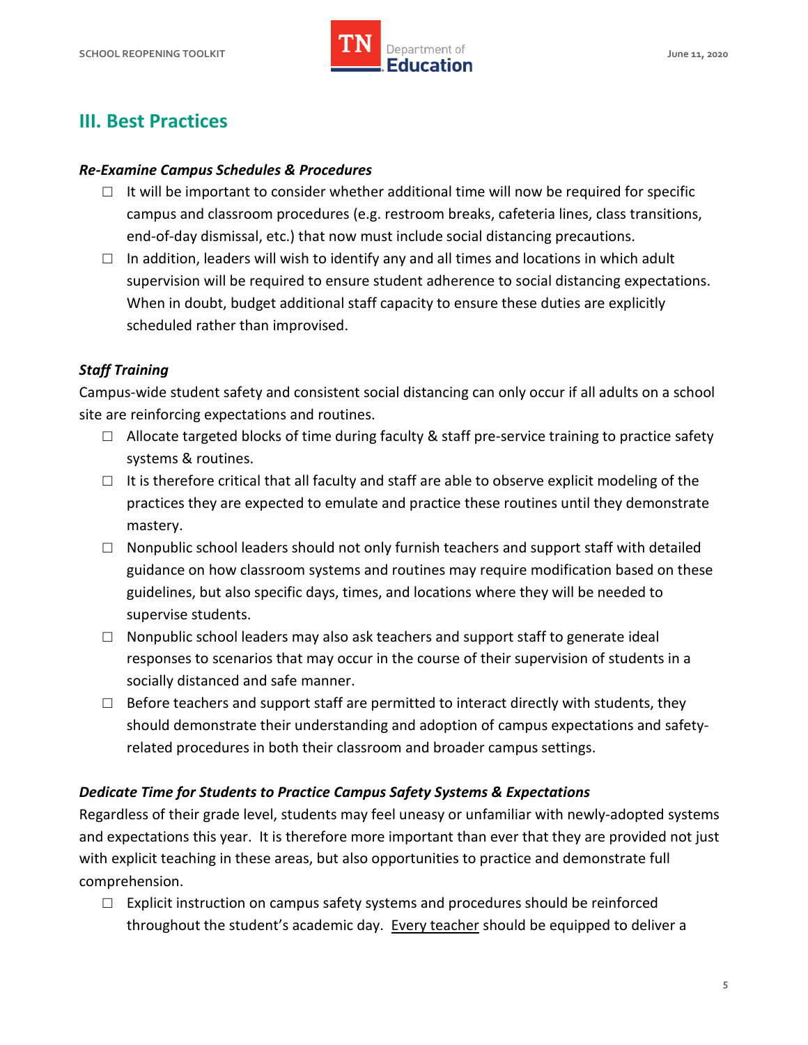## III. Best Practices

***Re-Examine Campus Schedules & Procedures***

- ☐ It will be important to consider whether additional time will now be required for specific campus and classroom procedures (e.g. restroom breaks, cafeteria lines, class transitions, end-of-day dismissal, etc.) that now must include social distancing precautions.
- ☐ In addition, leaders will wish to identify any and all times and locations in which adult supervision will be required to ensure student adherence to social distancing expectations. When in doubt, budget additional staff capacity to ensure these duties are explicitly scheduled rather than improvised.

***Staff Training***

Campus-wide student safety and consistent social distancing can only occur if all adults on a school site are reinforcing expectations and routines.

- ☐ Allocate targeted blocks of time during faculty & staff pre-service training to practice safety systems & routines.
- ☐ It is therefore critical that all faculty and staff are able to observe explicit modeling of the practices they are expected to emulate and practice these routines until they demonstrate mastery.
- ☐ Nonpublic school leaders should not only furnish teachers and support staff with detailed guidance on how classroom systems and routines may require modification based on these guidelines, but also specific days, times, and locations where they will be needed to supervise students.
- ☐ Nonpublic school leaders may also ask teachers and support staff to generate ideal responses to scenarios that may occur in the course of their supervision of students in a socially distanced and safe manner.
- ☐ Before teachers and support staff are permitted to interact directly with students, they should demonstrate their understanding and adoption of campus expectations and safety-related procedures in both their classroom and broader campus settings.

***Dedicate Time for Students to Practice Campus Safety Systems & Expectations***

Regardless of their grade level, students may feel uneasy or unfamiliar with newly-adopted systems and expectations this year. It is therefore more important than ever that they are provided not just with explicit teaching in these areas, but also opportunities to practice and demonstrate full comprehension.

- ☐ Explicit instruction on campus safety systems and procedures should be reinforced throughout the student's academic day. <u>Every teacher</u> should be equipped to deliver a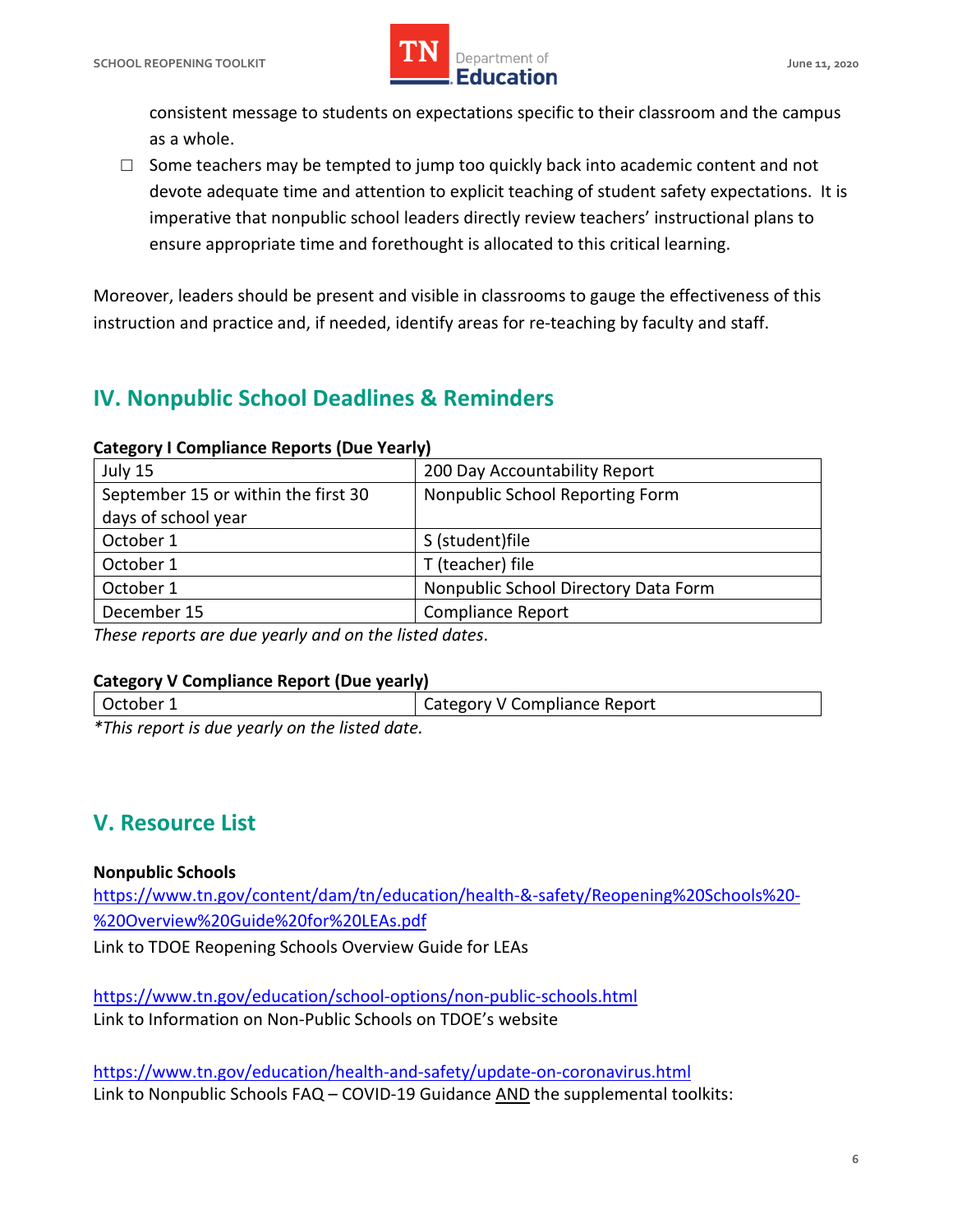consistent message to students on expectations specific to their classroom and the campus as a whole.

☐ Some teachers may be tempted to jump too quickly back into academic content and not devote adequate time and attention to explicit teaching of student safety expectations. It is imperative that nonpublic school leaders directly review teachers' instructional plans to ensure appropriate time and forethought is allocated to this critical learning.

Moreover, leaders should be present and visible in classrooms to gauge the effectiveness of this instruction and practice and, if needed, identify areas for re-teaching by faculty and staff.

## IV. Nonpublic School Deadlines & Reminders

**Category I Compliance Reports (Due Yearly)**

| | |
|---|---|
| July 15 | 200 Day Accountability Report |
| September 15 or within the first 30 days of school year | Nonpublic School Reporting Form |
| October 1 | S (student)file |
| October 1 | T (teacher) file |
| October 1 | Nonpublic School Directory Data Form |
| December 15 | Compliance Report |

*These reports are due yearly and on the listed dates*.

**Category V Compliance Report (Due yearly)**

| | |
|---|---|
| October 1 | Category V Compliance Report |

*\*This report is due yearly on the listed date.*

## V. Resource List

**Nonpublic Schools**

https://www.tn.gov/content/dam/tn/education/health-&-safety/Reopening%20Schools%20-%20Overview%20Guide%20for%20LEAs.pdf

Link to TDOE Reopening Schools Overview Guide for LEAs

https://www.tn.gov/education/school-options/non-public-schools.html

Link to Information on Non-Public Schools on TDOE's website

https://www.tn.gov/education/health-and-safety/update-on-coronavirus.html

Link to Nonpublic Schools FAQ – COVID-19 Guidance AND the supplemental toolkits: